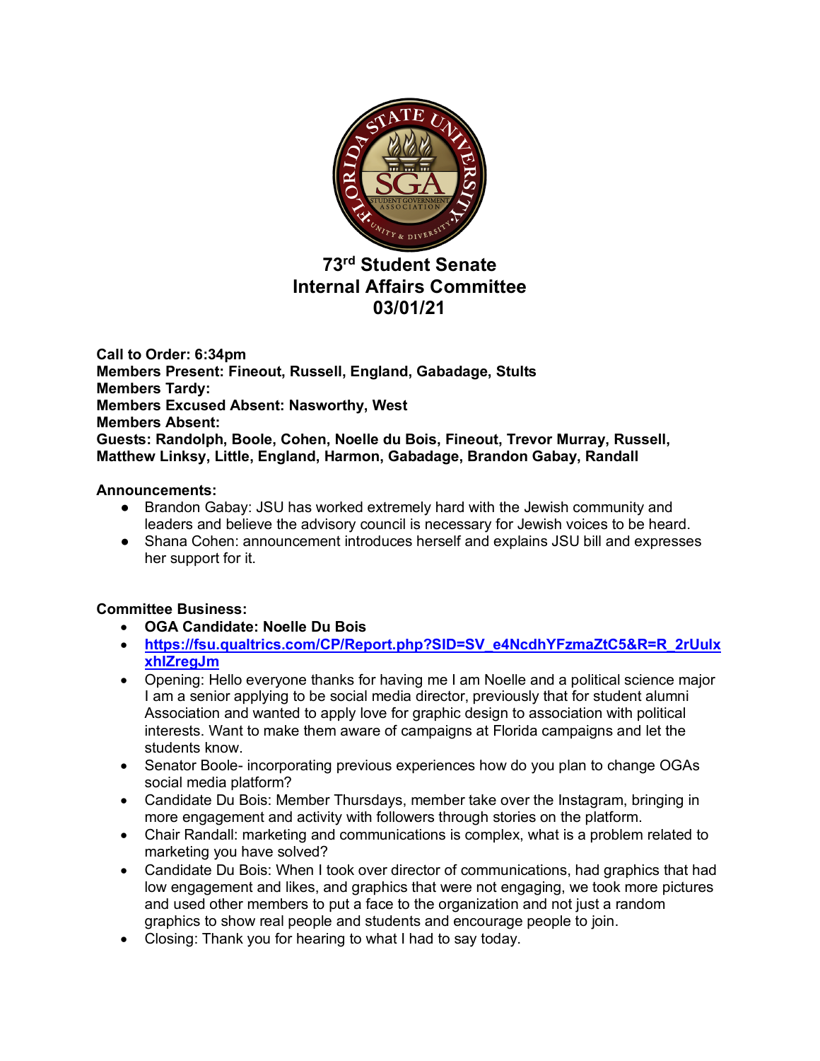# 73rd Student Senate
# Internal Affairs Committee
# 03/01/21

**Call to Order: 6:34pm**
**Members Present: Fineout, Russell, England, Gabadage, Stults**
**Members Tardy:**
**Members Excused Absent: Nasworthy, West**
**Members Absent:**
**Guests: Randolph, Boole, Cohen, Noelle du Bois, Fineout, Trevor Murray, Russell, Matthew Linksy, Little, England, Harmon, Gabadage, Brandon Gabay, Randall**

**Announcements:**

- Brandon Gabay: JSU has worked extremely hard with the Jewish community and leaders and believe the advisory council is necessary for Jewish voices to be heard.
- Shana Cohen: announcement introduces herself and explains JSU bill and expresses her support for it.

**Committee Business:**

- **OGA Candidate: Noelle Du Bois**
- https://fsu.qualtrics.com/CP/Report.php?SID=SV_e4NcdhYFzmaZtC5&R=R_2rUulxxhlZregJm
- Opening: Hello everyone thanks for having me I am Noelle and a political science major I am a senior applying to be social media director, previously that for student alumni Association and wanted to apply love for graphic design to association with political interests. Want to make them aware of campaigns at Florida campaigns and let the students know.
- Senator Boole- incorporating previous experiences how do you plan to change OGAs social media platform?
- Candidate Du Bois: Member Thursdays, member take over the Instagram, bringing in more engagement and activity with followers through stories on the platform.
- Chair Randall: marketing and communications is complex, what is a problem related to marketing you have solved?
- Candidate Du Bois: When I took over director of communications, had graphics that had low engagement and likes, and graphics that were not engaging, we took more pictures and used other members to put a face to the organization and not just a random graphics to show real people and students and encourage people to join.
- Closing: Thank you for hearing to what I had to say today.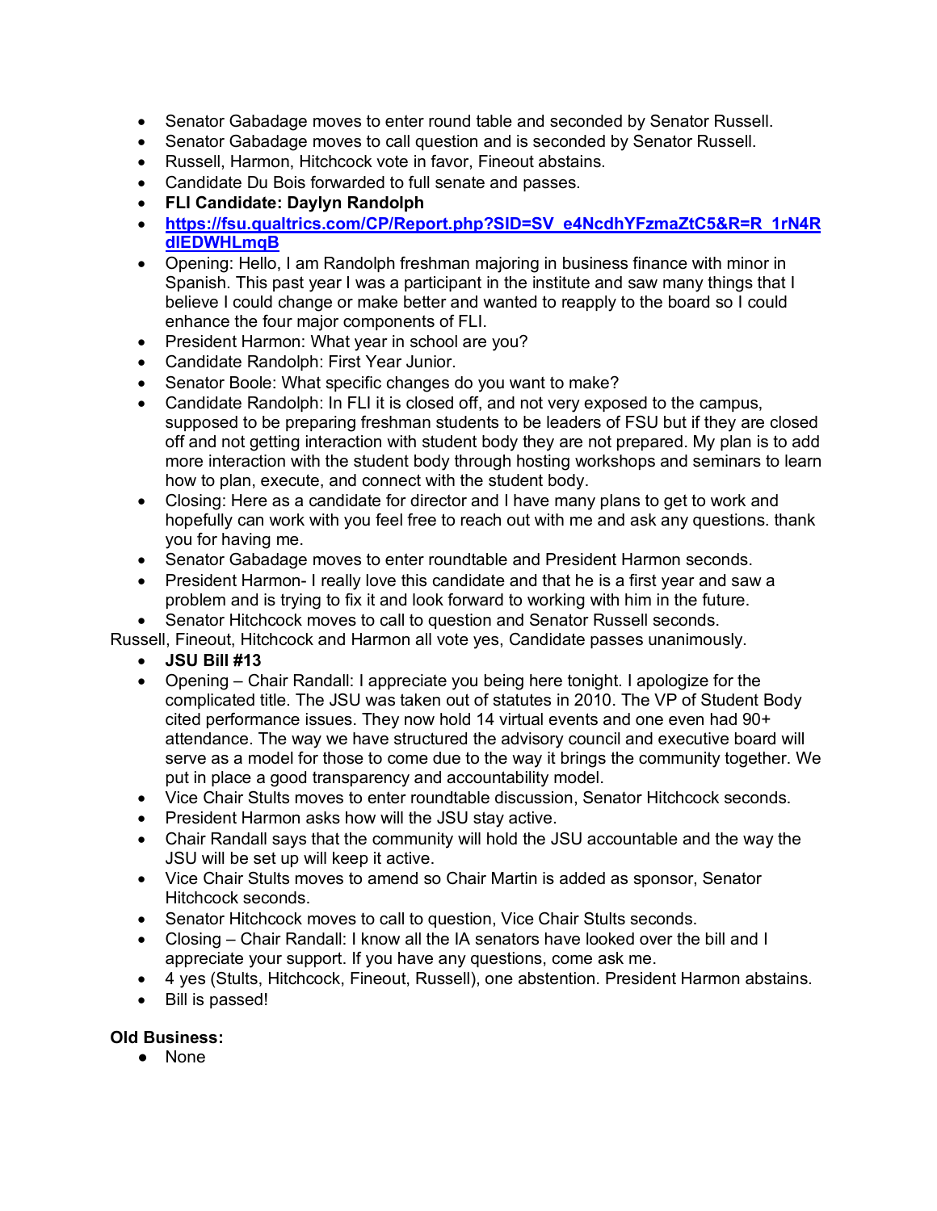- Senator Gabadage moves to enter round table and seconded by Senator Russell.
- Senator Gabadage moves to call question and is seconded by Senator Russell.
- Russell, Harmon, Hitchcock vote in favor, Fineout abstains.
- Candidate Du Bois forwarded to full senate and passes.
- **FLI Candidate: Daylyn Randolph**
- **[https://fsu.qualtrics.com/CP/Report.php?SID=SV_e4NcdhYFzmaZtC5&R=R_1rN4RdIEDWHLmqB](https://fsu.qualtrics.com/CP/Report.php?SID=SV_e4NcdhYFzmaZtC5&R=R_1rN4RdIEDWHLmqB)**
- Opening: Hello, I am Randolph freshman majoring in business finance with minor in Spanish. This past year I was a participant in the institute and saw many things that I believe I could change or make better and wanted to reapply to the board so I could enhance the four major components of FLI.
- President Harmon: What year in school are you?
- Candidate Randolph: First Year Junior.
- Senator Boole: What specific changes do you want to make?
- Candidate Randolph: In FLI it is closed off, and not very exposed to the campus, supposed to be preparing freshman students to be leaders of FSU but if they are closed off and not getting interaction with student body they are not prepared. My plan is to add more interaction with the student body through hosting workshops and seminars to learn how to plan, execute, and connect with the student body.
- Closing: Here as a candidate for director and I have many plans to get to work and hopefully can work with you feel free to reach out with me and ask any questions. thank you for having me.
- Senator Gabadage moves to enter roundtable and President Harmon seconds.
- President Harmon- I really love this candidate and that he is a first year and saw a problem and is trying to fix it and look forward to working with him in the future.
- Senator Hitchcock moves to call to question and Senator Russell seconds.

Russell, Fineout, Hitchcock and Harmon all vote yes, Candidate passes unanimously.

- **JSU Bill #13**
- Opening – Chair Randall: I appreciate you being here tonight. I apologize for the complicated title. The JSU was taken out of statutes in 2010. The VP of Student Body cited performance issues. They now hold 14 virtual events and one even had 90+ attendance. The way we have structured the advisory council and executive board will serve as a model for those to come due to the way it brings the community together. We put in place a good transparency and accountability model.
- Vice Chair Stults moves to enter roundtable discussion, Senator Hitchcock seconds.
- President Harmon asks how will the JSU stay active.
- Chair Randall says that the community will hold the JSU accountable and the way the JSU will be set up will keep it active.
- Vice Chair Stults moves to amend so Chair Martin is added as sponsor, Senator Hitchcock seconds.
- Senator Hitchcock moves to call to question, Vice Chair Stults seconds.
- Closing – Chair Randall: I know all the IA senators have looked over the bill and I appreciate your support. If you have any questions, come ask me.
- 4 yes (Stults, Hitchcock, Fineout, Russell), one abstention. President Harmon abstains.
- Bill is passed!

**Old Business:**

- None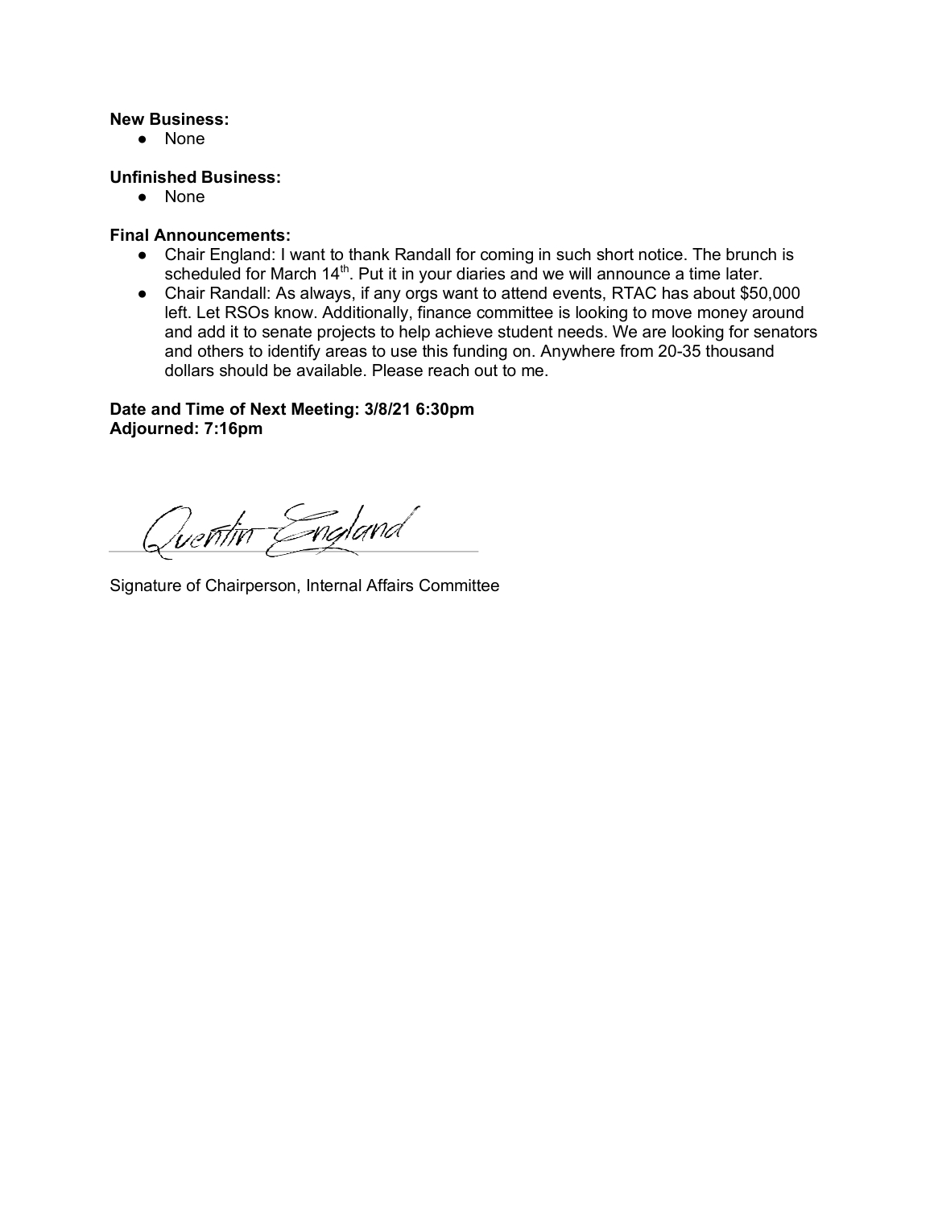**New Business:**

- None

**Unfinished Business:**

- None

**Final Announcements:**

- Chair England: I want to thank Randall for coming in such short notice. The brunch is scheduled for March 14th. Put it in your diaries and we will announce a time later.
- Chair Randall: As always, if any orgs want to attend events, RTAC has about $50,000 left. Let RSOs know. Additionally, finance committee is looking to move money around and add it to senate projects to help achieve student needs. We are looking for senators and others to identify areas to use this funding on. Anywhere from 20-35 thousand dollars should be available. Please reach out to me.

**Date and Time of Next Meeting: 3/8/21 6:30pm**
**Adjourned: 7:16pm**

Quentin England

Signature of Chairperson, Internal Affairs Committee